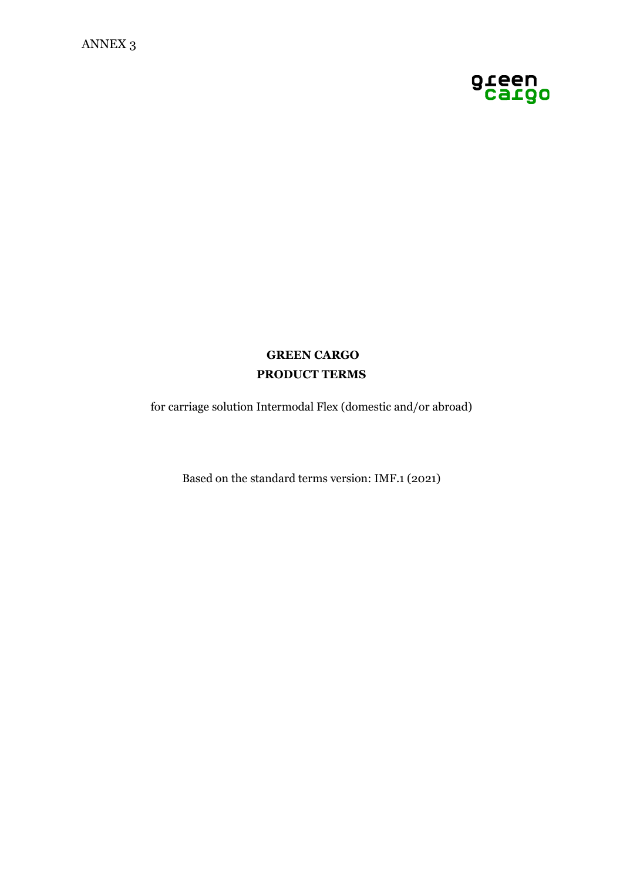ANNEX 3

green cargo

# GREEN CARGO
# PRODUCT TERMS

for carriage solution Intermodal Flex (domestic and/or abroad)

Based on the standard terms version: IMF.1 (2021)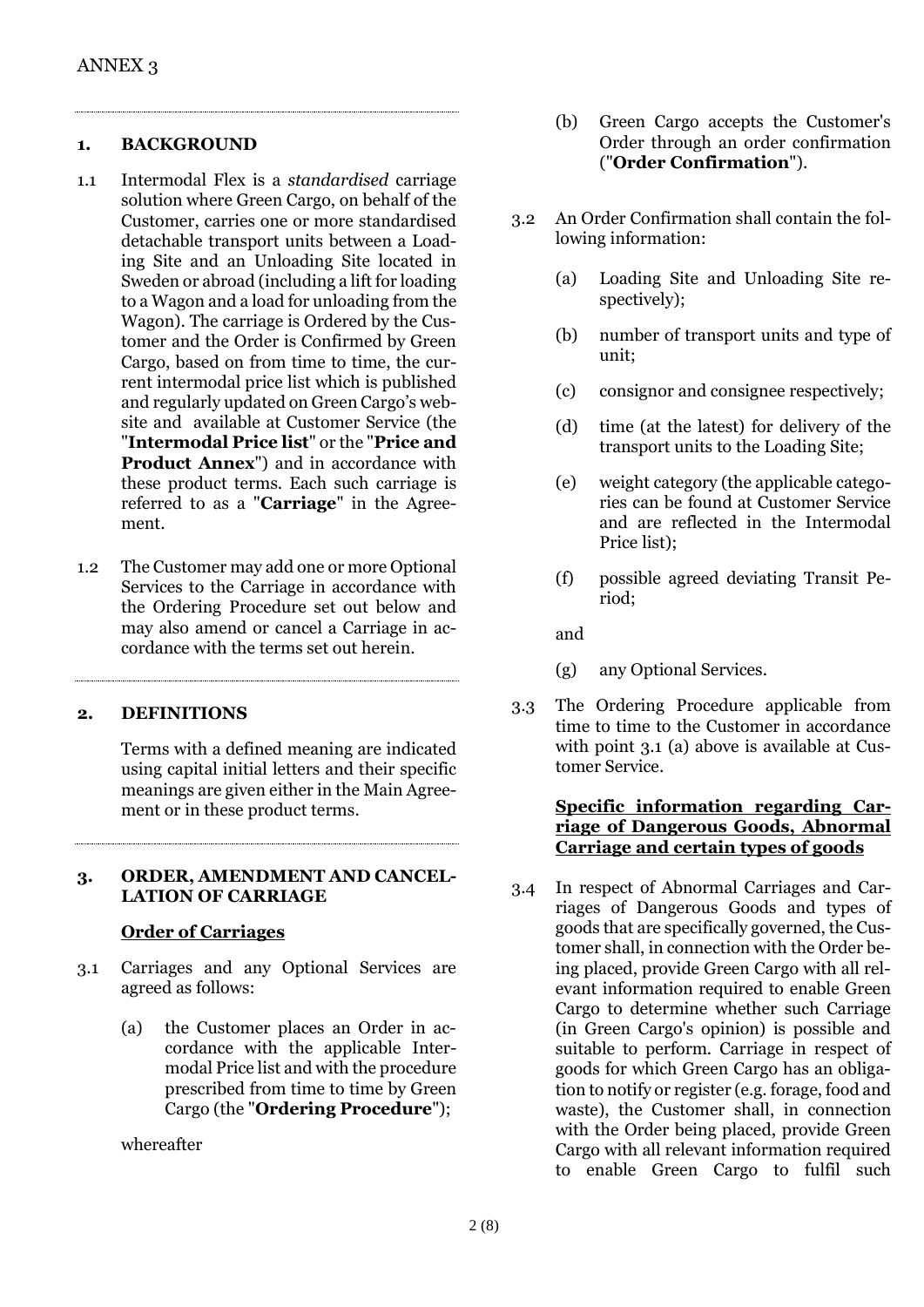ANNEX 3

## 1. BACKGROUND

1.1 Intermodal Flex is a *standardised* carriage solution where Green Cargo, on behalf of the Customer, carries one or more standardised detachable transport units between a Loading Site and an Unloading Site located in Sweden or abroad (including a lift for loading to a Wagon and a load for unloading from the Wagon). The carriage is Ordered by the Customer and the Order is Confirmed by Green Cargo, based on from time to time, the current intermodal price list which is published and regularly updated on Green Cargo's website and available at Customer Service (the "**Intermodal Price list**" or the "**Price and Product Annex**") and in accordance with these product terms. Each such carriage is referred to as a "**Carriage**" in the Agreement.

1.2 The Customer may add one or more Optional Services to the Carriage in accordance with the Ordering Procedure set out below and may also amend or cancel a Carriage in accordance with the terms set out herein.

## 2. DEFINITIONS

Terms with a defined meaning are indicated using capital initial letters and their specific meanings are given either in the Main Agreement or in these product terms.

## 3. ORDER, AMENDMENT AND CANCELLATION OF CARRIAGE

**Order of Carriages**

3.1 Carriages and any Optional Services are agreed as follows:

(a) the Customer places an Order in accordance with the applicable Intermodal Price list and with the procedure prescribed from time to time by Green Cargo (the "**Ordering Procedure**");

whereafter

(b) Green Cargo accepts the Customer's Order through an order confirmation ("**Order Confirmation**").

3.2 An Order Confirmation shall contain the following information:

(a) Loading Site and Unloading Site respectively);

(b) number of transport units and type of unit;

(c) consignor and consignee respectively;

(d) time (at the latest) for delivery of the transport units to the Loading Site;

(e) weight category (the applicable categories can be found at Customer Service and are reflected in the Intermodal Price list);

(f) possible agreed deviating Transit Period;

and

(g) any Optional Services.

3.3 The Ordering Procedure applicable from time to time to the Customer in accordance with point 3.1 (a) above is available at Customer Service.

**Specific information regarding Carriage of Dangerous Goods, Abnormal Carriage and certain types of goods**

3.4 In respect of Abnormal Carriages and Carriages of Dangerous Goods and types of goods that are specifically governed, the Customer shall, in connection with the Order being placed, provide Green Cargo with all relevant information required to enable Green Cargo to determine whether such Carriage (in Green Cargo's opinion) is possible and suitable to perform. Carriage in respect of goods for which Green Cargo has an obligation to notify or register (e.g. forage, food and waste), the Customer shall, in connection with the Order being placed, provide Green Cargo with all relevant information required to enable Green Cargo to fulfil such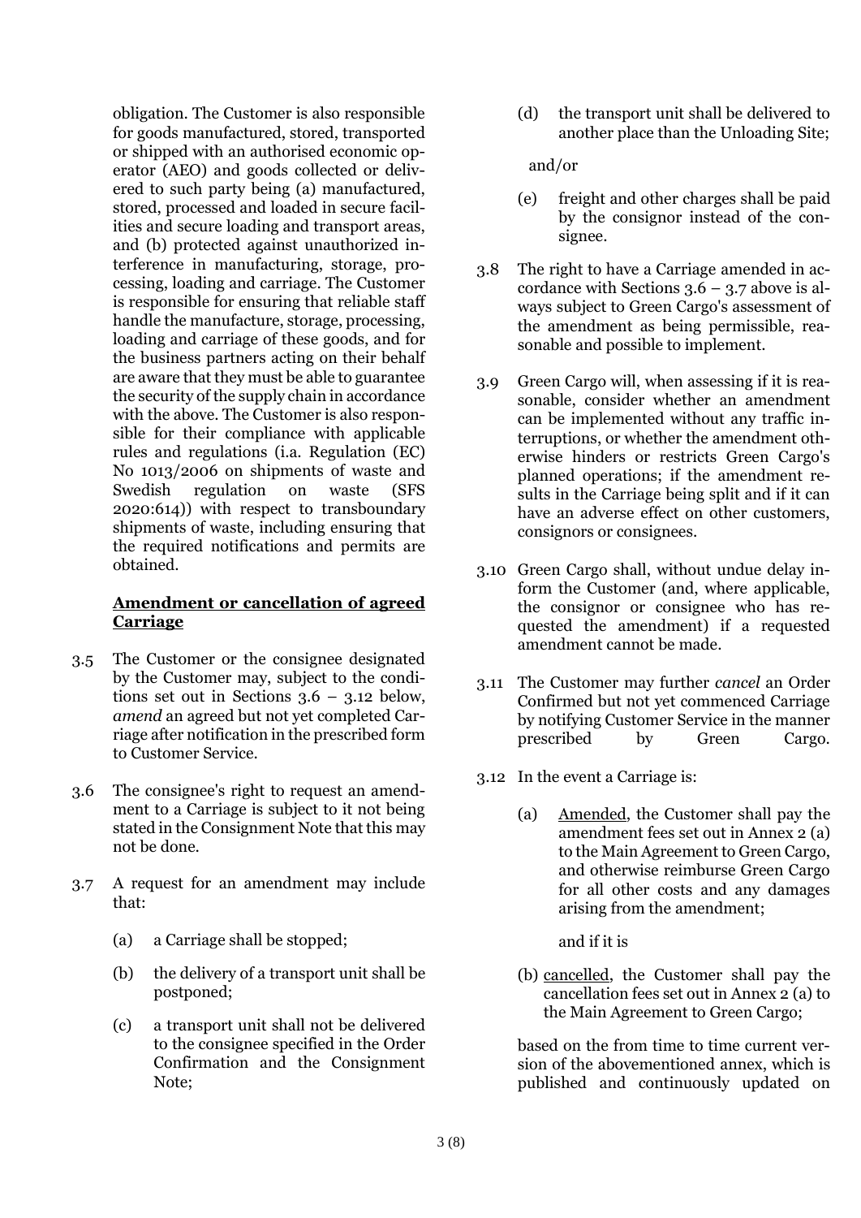obligation. The Customer is also responsible for goods manufactured, stored, transported or shipped with an authorised economic operator (AEO) and goods collected or delivered to such party being (a) manufactured, stored, processed and loaded in secure facilities and secure loading and transport areas, and (b) protected against unauthorized interference in manufacturing, storage, processing, loading and carriage. The Customer is responsible for ensuring that reliable staff handle the manufacture, storage, processing, loading and carriage of these goods, and for the business partners acting on their behalf are aware that they must be able to guarantee the security of the supply chain in accordance with the above. The Customer is also responsible for their compliance with applicable rules and regulations (i.a. Regulation (EC) No 1013/2006 on shipments of waste and Swedish regulation on waste (SFS 2020:614)) with respect to transboundary shipments of waste, including ensuring that the required notifications and permits are obtained.

**Amendment or cancellation of agreed Carriage**

3.5 The Customer or the consignee designated by the Customer may, subject to the conditions set out in Sections 3.6 – 3.12 below, *amend* an agreed but not yet completed Carriage after notification in the prescribed form to Customer Service.

3.6 The consignee's right to request an amendment to a Carriage is subject to it not being stated in the Consignment Note that this may not be done.

3.7 A request for an amendment may include that:

(a) a Carriage shall be stopped;

(b) the delivery of a transport unit shall be postponed;

(c) a transport unit shall not be delivered to the consignee specified in the Order Confirmation and the Consignment Note;

(d) the transport unit shall be delivered to another place than the Unloading Site;

and/or

(e) freight and other charges shall be paid by the consignor instead of the consignee.

3.8 The right to have a Carriage amended in accordance with Sections 3.6 – 3.7 above is always subject to Green Cargo's assessment of the amendment as being permissible, reasonable and possible to implement.

3.9 Green Cargo will, when assessing if it is reasonable, consider whether an amendment can be implemented without any traffic interruptions, or whether the amendment otherwise hinders or restricts Green Cargo's planned operations; if the amendment results in the Carriage being split and if it can have an adverse effect on other customers, consignors or consignees.

3.10 Green Cargo shall, without undue delay inform the Customer (and, where applicable, the consignor or consignee who has requested the amendment) if a requested amendment cannot be made.

3.11 The Customer may further *cancel* an Order Confirmed but not yet commenced Carriage by notifying Customer Service in the manner prescribed by Green Cargo.

3.12 In the event a Carriage is:

(a) Amended, the Customer shall pay the amendment fees set out in Annex 2 (a) to the Main Agreement to Green Cargo, and otherwise reimburse Green Cargo for all other costs and any damages arising from the amendment;

and if it is

(b) cancelled, the Customer shall pay the cancellation fees set out in Annex 2 (a) to the Main Agreement to Green Cargo;

based on the from time to time current version of the abovementioned annex, which is published and continuously updated on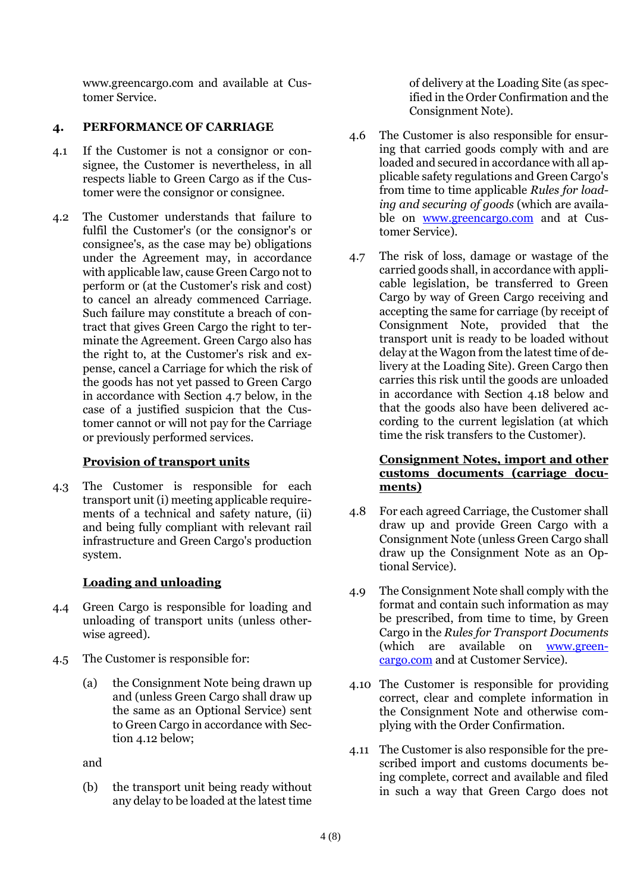www.greencargo.com and available at Customer Service.

## 4. PERFORMANCE OF CARRIAGE

4.1 If the Customer is not a consignor or consignee, the Customer is nevertheless, in all respects liable to Green Cargo as if the Customer were the consignor or consignee.

4.2 The Customer understands that failure to fulfil the Customer's (or the consignor's or consignee's, as the case may be) obligations under the Agreement may, in accordance with applicable law, cause Green Cargo not to perform or (at the Customer's risk and cost) to cancel an already commenced Carriage. Such failure may constitute a breach of contract that gives Green Cargo the right to terminate the Agreement. Green Cargo also has the right to, at the Customer's risk and expense, cancel a Carriage for which the risk of the goods has not yet passed to Green Cargo in accordance with Section 4.7 below, in the case of a justified suspicion that the Customer cannot or will not pay for the Carriage or previously performed services.

**Provision of transport units**

4.3 The Customer is responsible for each transport unit (i) meeting applicable requirements of a technical and safety nature, (ii) and being fully compliant with relevant rail infrastructure and Green Cargo's production system.

**Loading and unloading**

4.4 Green Cargo is responsible for loading and unloading of transport units (unless otherwise agreed).

4.5 The Customer is responsible for:

(a) the Consignment Note being drawn up and (unless Green Cargo shall draw up the same as an Optional Service) sent to Green Cargo in accordance with Section 4.12 below;

and

(b) the transport unit being ready without any delay to be loaded at the latest time of delivery at the Loading Site (as specified in the Order Confirmation and the Consignment Note).

4.6 The Customer is also responsible for ensuring that carried goods comply with and are loaded and secured in accordance with all applicable safety regulations and Green Cargo's from time to time applicable *Rules for loading and securing of goods* (which are available on www.greencargo.com and at Customer Service).

4.7 The risk of loss, damage or wastage of the carried goods shall, in accordance with applicable legislation, be transferred to Green Cargo by way of Green Cargo receiving and accepting the same for carriage (by receipt of Consignment Note, provided that the transport unit is ready to be loaded without delay at the Wagon from the latest time of delivery at the Loading Site). Green Cargo then carries this risk until the goods are unloaded in accordance with Section 4.18 below and that the goods also have been delivered according to the current legislation (at which time the risk transfers to the Customer).

**Consignment Notes, import and other customs documents (carriage documents)**

4.8 For each agreed Carriage, the Customer shall draw up and provide Green Cargo with a Consignment Note (unless Green Cargo shall draw up the Consignment Note as an Optional Service).

4.9 The Consignment Note shall comply with the format and contain such information as may be prescribed, from time to time, by Green Cargo in the *Rules for Transport Documents* (which are available on www.greencargo.com and at Customer Service).

4.10 The Customer is responsible for providing correct, clear and complete information in the Consignment Note and otherwise complying with the Order Confirmation.

4.11 The Customer is also responsible for the prescribed import and customs documents being complete, correct and available and filed in such a way that Green Cargo does not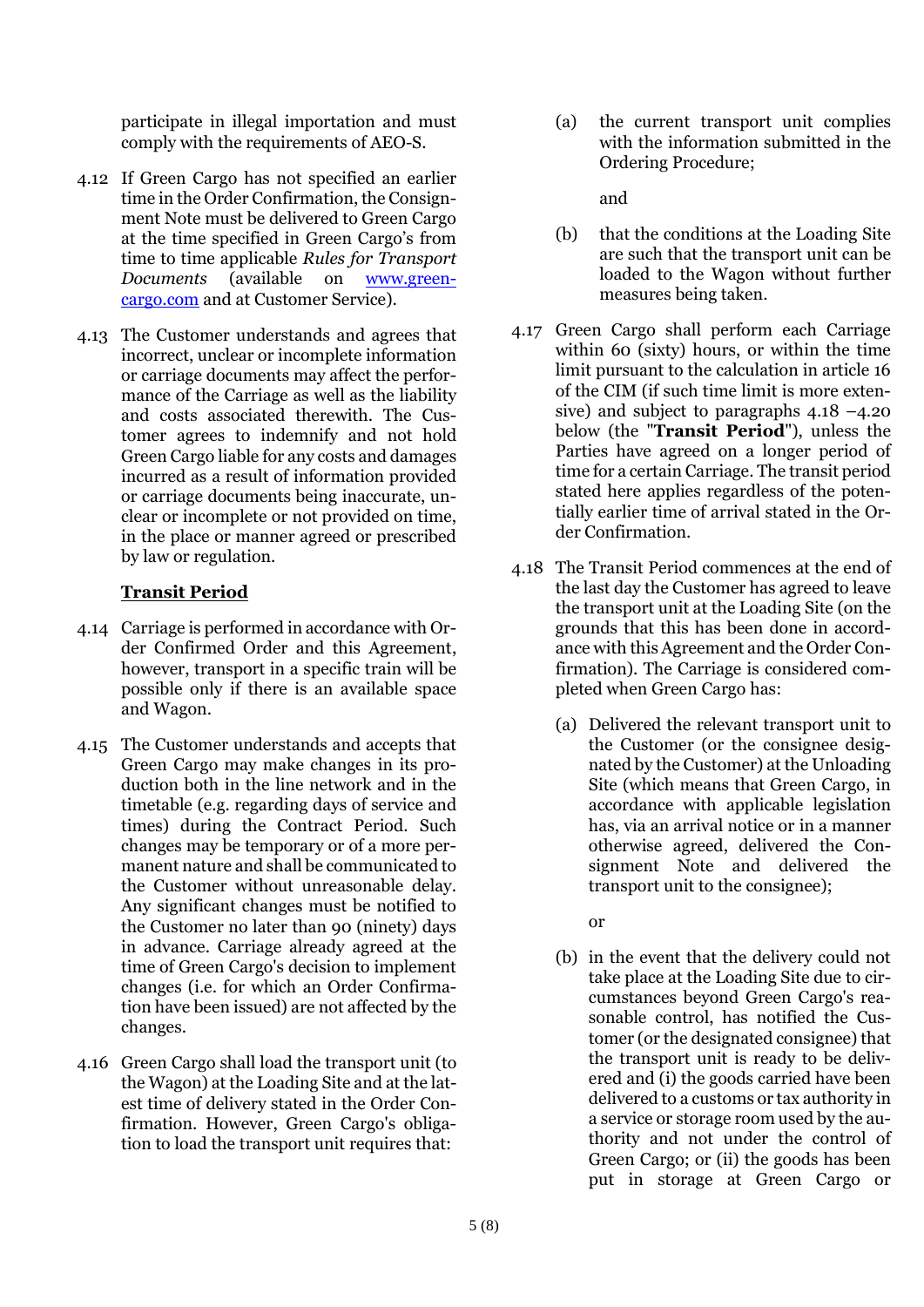participate in illegal importation and must comply with the requirements of AEO-S.

4.12 If Green Cargo has not specified an earlier time in the Order Confirmation, the Consignment Note must be delivered to Green Cargo at the time specified in Green Cargo's from time to time applicable *Rules for Transport Documents* (available on [www.greencargo.com](http://www.greencargo.com) and at Customer Service).

4.13 The Customer understands and agrees that incorrect, unclear or incomplete information or carriage documents may affect the performance of the Carriage as well as the liability and costs associated therewith. The Customer agrees to indemnify and not hold Green Cargo liable for any costs and damages incurred as a result of information provided or carriage documents being inaccurate, unclear or incomplete or not provided on time, in the place or manner agreed or prescribed by law or regulation.

## Transit Period

4.14 Carriage is performed in accordance with Order Confirmed Order and this Agreement, however, transport in a specific train will be possible only if there is an available space and Wagon.

4.15 The Customer understands and accepts that Green Cargo may make changes in its production both in the line network and in the timetable (e.g. regarding days of service and times) during the Contract Period. Such changes may be temporary or of a more permanent nature and shall be communicated to the Customer without unreasonable delay. Any significant changes must be notified to the Customer no later than 90 (ninety) days in advance. Carriage already agreed at the time of Green Cargo's decision to implement changes (i.e. for which an Order Confirmation have been issued) are not affected by the changes.

4.16 Green Cargo shall load the transport unit (to the Wagon) at the Loading Site and at the latest time of delivery stated in the Order Confirmation. However, Green Cargo's obligation to load the transport unit requires that:

(a) the current transport unit complies with the information submitted in the Ordering Procedure;

and

(b) that the conditions at the Loading Site are such that the transport unit can be loaded to the Wagon without further measures being taken.

4.17 Green Cargo shall perform each Carriage within 60 (sixty) hours, or within the time limit pursuant to the calculation in article 16 of the CIM (if such time limit is more extensive) and subject to paragraphs 4.18 –4.20 below (the "**Transit Period**"), unless the Parties have agreed on a longer period of time for a certain Carriage. The transit period stated here applies regardless of the potentially earlier time of arrival stated in the Order Confirmation.

4.18 The Transit Period commences at the end of the last day the Customer has agreed to leave the transport unit at the Loading Site (on the grounds that this has been done in accordance with this Agreement and the Order Confirmation). The Carriage is considered completed when Green Cargo has:

(a) Delivered the relevant transport unit to the Customer (or the consignee designated by the Customer) at the Unloading Site (which means that Green Cargo, in accordance with applicable legislation has, via an arrival notice or in a manner otherwise agreed, delivered the Consignment Note and delivered the transport unit to the consignee);

or

(b) in the event that the delivery could not take place at the Loading Site due to circumstances beyond Green Cargo's reasonable control, has notified the Customer (or the designated consignee) that the transport unit is ready to be delivered and (i) the goods carried have been delivered to a customs or tax authority in a service or storage room used by the authority and not under the control of Green Cargo; or (ii) the goods has been put in storage at Green Cargo or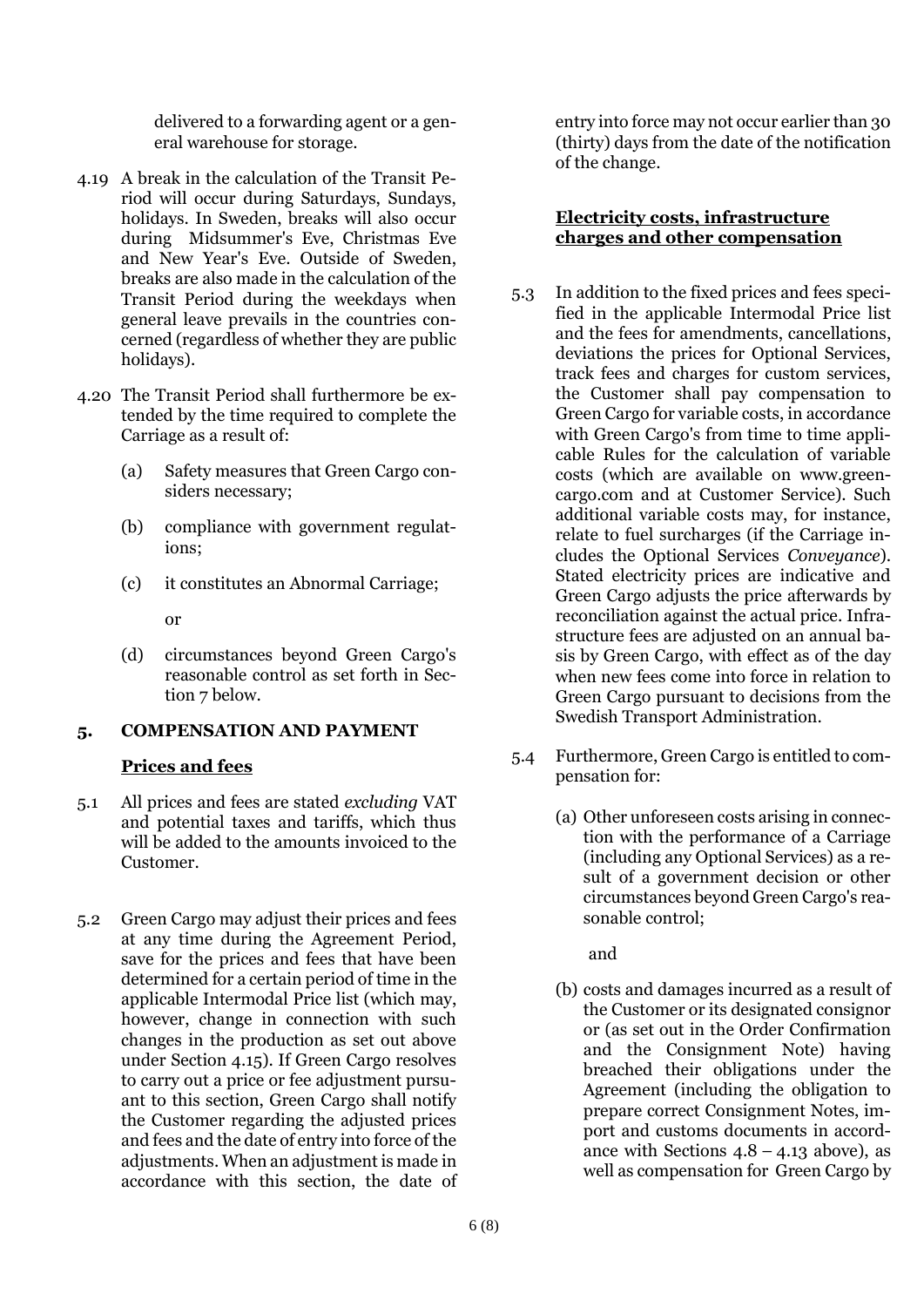delivered to a forwarding agent or a general warehouse for storage.

4.19 A break in the calculation of the Transit Period will occur during Saturdays, Sundays, holidays. In Sweden, breaks will also occur during Midsummer's Eve, Christmas Eve and New Year's Eve. Outside of Sweden, breaks are also made in the calculation of the Transit Period during the weekdays when general leave prevails in the countries concerned (regardless of whether they are public holidays).

4.20 The Transit Period shall furthermore be extended by the time required to complete the Carriage as a result of:

(a) Safety measures that Green Cargo considers necessary;

(b) compliance with government regulations;

(c) it constitutes an Abnormal Carriage;

or

(d) circumstances beyond Green Cargo's reasonable control as set forth in Section 7 below.

## 5. COMPENSATION AND PAYMENT

### Prices and fees

5.1 All prices and fees are stated *excluding* VAT and potential taxes and tariffs, which thus will be added to the amounts invoiced to the Customer.

5.2 Green Cargo may adjust their prices and fees at any time during the Agreement Period, save for the prices and fees that have been determined for a certain period of time in the applicable Intermodal Price list (which may, however, change in connection with such changes in the production as set out above under Section 4.15). If Green Cargo resolves to carry out a price or fee adjustment pursuant to this section, Green Cargo shall notify the Customer regarding the adjusted prices and fees and the date of entry into force of the adjustments. When an adjustment is made in accordance with this section, the date of entry into force may not occur earlier than 30 (thirty) days from the date of the notification of the change.

### Electricity costs, infrastructure charges and other compensation

5.3 In addition to the fixed prices and fees specified in the applicable Intermodal Price list and the fees for amendments, cancellations, deviations the prices for Optional Services, track fees and charges for custom services, the Customer shall pay compensation to Green Cargo for variable costs, in accordance with Green Cargo's from time to time applicable Rules for the calculation of variable costs (which are available on www.greencargo.com and at Customer Service). Such additional variable costs may, for instance, relate to fuel surcharges (if the Carriage includes the Optional Services *Conveyance*). Stated electricity prices are indicative and Green Cargo adjusts the price afterwards by reconciliation against the actual price. Infrastructure fees are adjusted on an annual basis by Green Cargo, with effect as of the day when new fees come into force in relation to Green Cargo pursuant to decisions from the Swedish Transport Administration.

5.4 Furthermore, Green Cargo is entitled to compensation for:

(a) Other unforeseen costs arising in connection with the performance of a Carriage (including any Optional Services) as a result of a government decision or other circumstances beyond Green Cargo's reasonable control;

and

(b) costs and damages incurred as a result of the Customer or its designated consignor or (as set out in the Order Confirmation and the Consignment Note) having breached their obligations under the Agreement (including the obligation to prepare correct Consignment Notes, import and customs documents in accordance with Sections 4.8 – 4.13 above), as well as compensation for Green Cargo by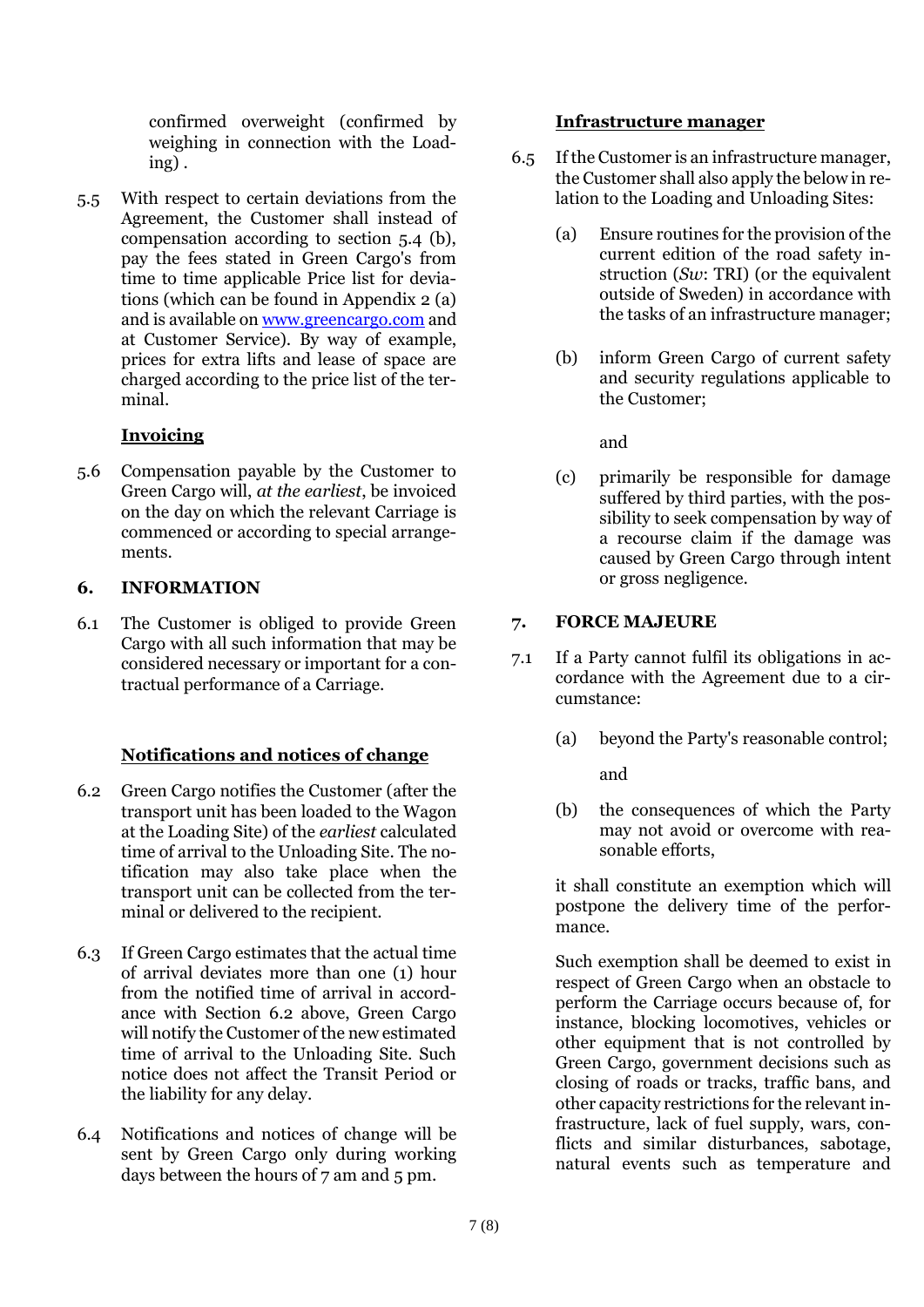confirmed overweight (confirmed by weighing in connection with the Loading) .

5.5 With respect to certain deviations from the Agreement, the Customer shall instead of compensation according to section 5.4 (b), pay the fees stated in Green Cargo's from time to time applicable Price list for deviations (which can be found in Appendix 2 (a) and is available on [www.greencargo.com](http://www.greencargo.com) and at Customer Service). By way of example, prices for extra lifts and lease of space are charged according to the price list of the terminal.

**Invoicing**

5.6 Compensation payable by the Customer to Green Cargo will, *at the earliest*, be invoiced on the day on which the relevant Carriage is commenced or according to special arrangements.

## 6. INFORMATION

6.1 The Customer is obliged to provide Green Cargo with all such information that may be considered necessary or important for a contractual performance of a Carriage.

**Notifications and notices of change**

6.2 Green Cargo notifies the Customer (after the transport unit has been loaded to the Wagon at the Loading Site) of the *earliest* calculated time of arrival to the Unloading Site. The notification may also take place when the transport unit can be collected from the terminal or delivered to the recipient.

6.3 If Green Cargo estimates that the actual time of arrival deviates more than one (1) hour from the notified time of arrival in accordance with Section 6.2 above, Green Cargo will notify the Customer of the new estimated time of arrival to the Unloading Site. Such notice does not affect the Transit Period or the liability for any delay.

6.4 Notifications and notices of change will be sent by Green Cargo only during working days between the hours of 7 am and 5 pm.

**Infrastructure manager**

6.5 If the Customer is an infrastructure manager, the Customer shall also apply the below in relation to the Loading and Unloading Sites:

(a) Ensure routines for the provision of the current edition of the road safety instruction (*Sw*: TRI) (or the equivalent outside of Sweden) in accordance with the tasks of an infrastructure manager;

(b) inform Green Cargo of current safety and security regulations applicable to the Customer;

and

(c) primarily be responsible for damage suffered by third parties, with the possibility to seek compensation by way of a recourse claim if the damage was caused by Green Cargo through intent or gross negligence.

## 7. FORCE MAJEURE

7.1 If a Party cannot fulfil its obligations in accordance with the Agreement due to a circumstance:

(a) beyond the Party's reasonable control;

and

(b) the consequences of which the Party may not avoid or overcome with reasonable efforts,

it shall constitute an exemption which will postpone the delivery time of the performance.

Such exemption shall be deemed to exist in respect of Green Cargo when an obstacle to perform the Carriage occurs because of, for instance, blocking locomotives, vehicles or other equipment that is not controlled by Green Cargo, government decisions such as closing of roads or tracks, traffic bans, and other capacity restrictions for the relevant infrastructure, lack of fuel supply, wars, conflicts and similar disturbances, sabotage, natural events such as temperature and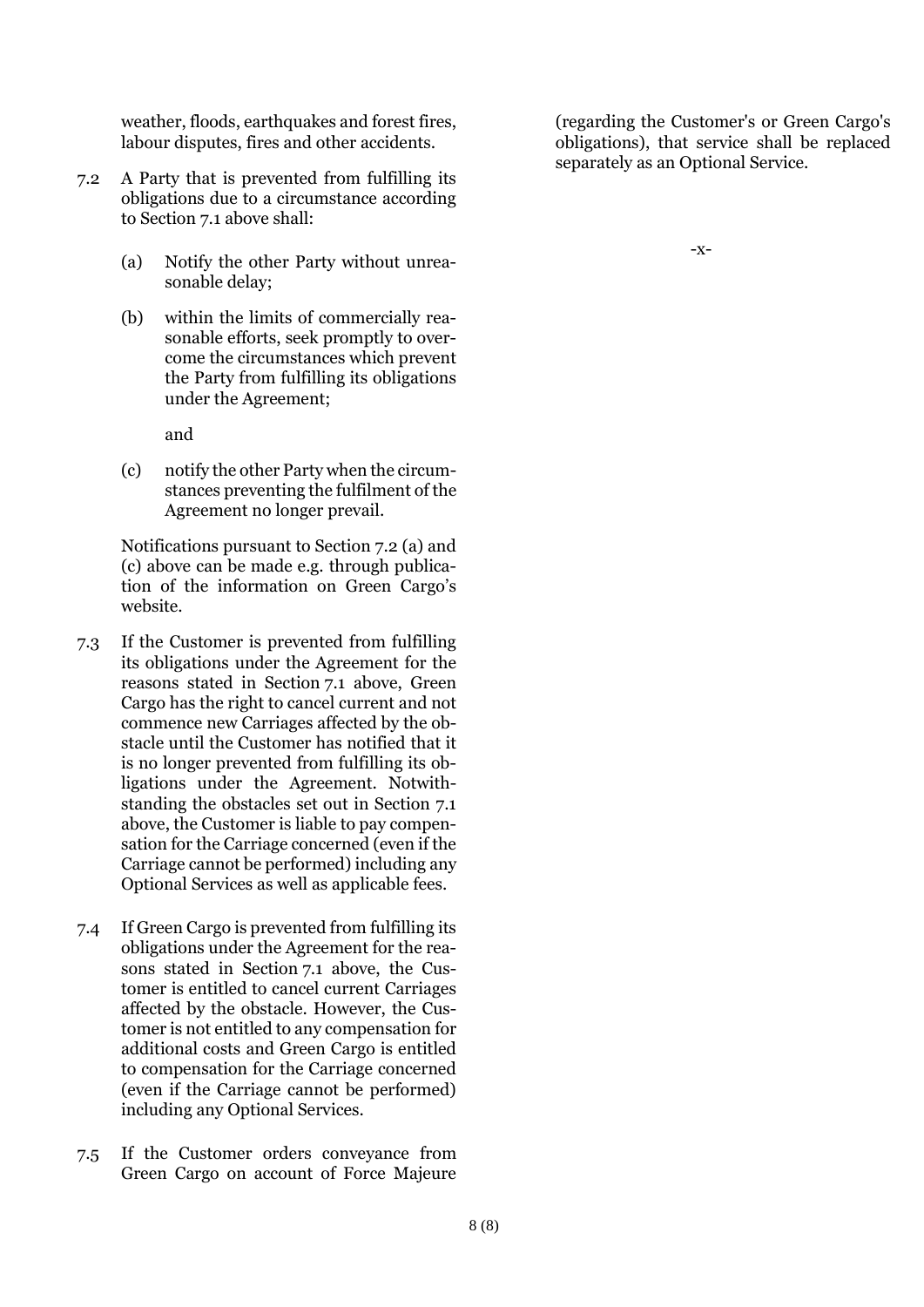weather, floods, earthquakes and forest fires, labour disputes, fires and other accidents.

7.2 A Party that is prevented from fulfilling its obligations due to a circumstance according to Section 7.1 above shall:

   (a) Notify the other Party without unreasonable delay;

   (b) within the limits of commercially reasonable efforts, seek promptly to overcome the circumstances which prevent the Party from fulfilling its obligations under the Agreement;

   and

   (c) notify the other Party when the circumstances preventing the fulfilment of the Agreement no longer prevail.

   Notifications pursuant to Section 7.2 (a) and (c) above can be made e.g. through publication of the information on Green Cargo's website.

7.3 If the Customer is prevented from fulfilling its obligations under the Agreement for the reasons stated in Section 7.1 above, Green Cargo has the right to cancel current and not commence new Carriages affected by the obstacle until the Customer has notified that it is no longer prevented from fulfilling its obligations under the Agreement. Notwithstanding the obstacles set out in Section 7.1 above, the Customer is liable to pay compensation for the Carriage concerned (even if the Carriage cannot be performed) including any Optional Services as well as applicable fees.

7.4 If Green Cargo is prevented from fulfilling its obligations under the Agreement for the reasons stated in Section 7.1 above, the Customer is entitled to cancel current Carriages affected by the obstacle. However, the Customer is not entitled to any compensation for additional costs and Green Cargo is entitled to compensation for the Carriage concerned (even if the Carriage cannot be performed) including any Optional Services.

7.5 If the Customer orders conveyance from Green Cargo on account of Force Majeure (regarding the Customer's or Green Cargo's obligations), that service shall be replaced separately as an Optional Service.

-x-